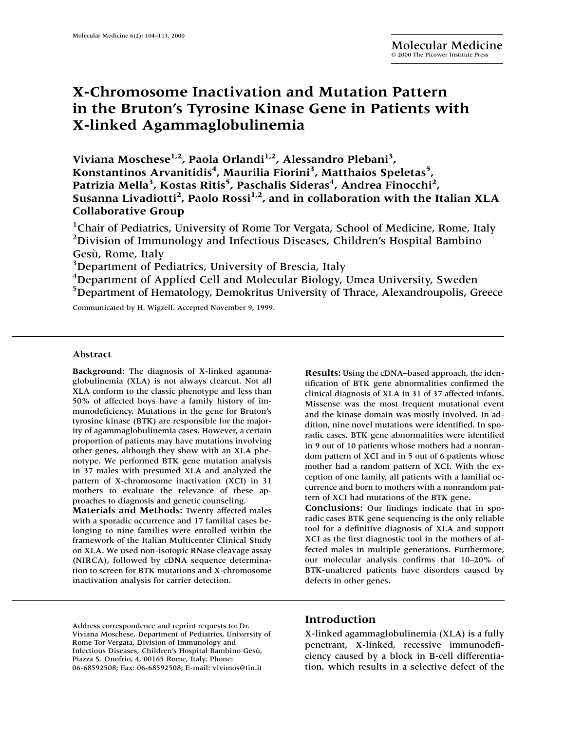# X-Chromosome Inactivation and Mutation Pattern in the Bruton's Tyrosine Kinase Gene in Patients with X-linked Agammaglobulinemia

**Viviana Moschese[1,2], Paola Orlandi[1,2], Alessandro Plebani[3], Konstantinos Arvanitidis[4], Maurilia Fiorini[3], Matthaios Speletas[5], Patrizia Mella[3], Kostas Ritis[5], Paschalis Sideras[4], Andrea Finocchi[2], Susanna Livadiotti[2], Paolo Rossi[1,2], and in collaboration with the Italian XLA Collaborative Group**

[1]Chair of Pediatrics, University of Rome Tor Vergata, School of Medicine, Rome, Italy
[2]Division of Immunology and Infectious Diseases, Children's Hospital Bambino Gesù, Rome, Italy
[3]Department of Pediatrics, University of Brescia, Italy
[4]Department of Applied Cell and Molecular Biology, Umea University, Sweden
[5]Department of Hematology, Demokritus University of Thrace, Alexandroupolis, Greece

Communicated by H. Wigzell. Accepted November 9, 1999.

## Abstract

**Background:** The diagnosis of X-linked agammaglobulinemia (XLA) is not always clearcut. Not all XLA conform to the classic phenotype and less than 50% of affected boys have a family history of immunodeficiency. Mutations in the gene for Bruton's tyrosine kinase (BTK) are responsible for the majority of agammaglobulinemia cases. However, a certain proportion of patients may have mutations involving other genes, although they show with an XLA phenotype. We performed BTK gene mutation analysis in 37 males with presumed XLA and analyzed the pattern of X-chromosome inactivation (XCI) in 31 mothers to evaluate the relevance of these approaches to diagnosis and genetic counseling.

**Materials and Methods:** Twenty affected males with a sporadic occurrence and 17 familial cases belonging to nine families were enrolled within the framework of the Italian Multicenter Clinical Study on XLA. We used non-isotopic RNase cleavage assay (NIRCA), followed by cDNA sequence determination to screen for BTK mutations and X-chromosome inactivation analysis for carrier detection.

**Results:** Using the cDNA–based approach, the identification of BTK gene abnormalities confirmed the clinical diagnosis of XLA in 31 of 37 affected infants. Missense was the most frequent mutational event and the kinase domain was mostly involved. In addition, nine novel mutations were identified. In sporadic cases, BTK gene abnormalities were identified in 9 out of 10 patients whose mothers had a nonrandom pattern of XCI and in 5 out of 6 patients whose mother had a random pattern of XCI. With the exception of one family, all patients with a familial occurrence and born to mothers with a nonrandom pattern of XCI had mutations of the BTK gene.

**Conclusions:** Our findings indicate that in sporadic cases BTK gene sequencing is the only reliable tool for a definitive diagnosis of XLA and support XCI as the first diagnostic tool in the mothers of affected males in multiple generations. Furthermore, our molecular analysis confirms that 10–20% of BTK-unaltered patients have disorders caused by defects in other genes.

Address correspondence and reprint requests to: Dr. Viviana Moschese, Department of Pediatrics, University of Rome Tor Vergata, Division of Immunology and Infectious Diseases, Children's Hospital Bambino Gesù, Piazza S. Onofrio, 4, 00165 Rome, Italy. Phone: 06-68592508; Fax: 06-68592508; E-mail: vivimos@tin.it

## Introduction

X-linked agammaglobulinemia (XLA) is a fully penetrant, X-linked, recessive immunodeficiency caused by a block in B-cell differentiation, which results in a selective defect of the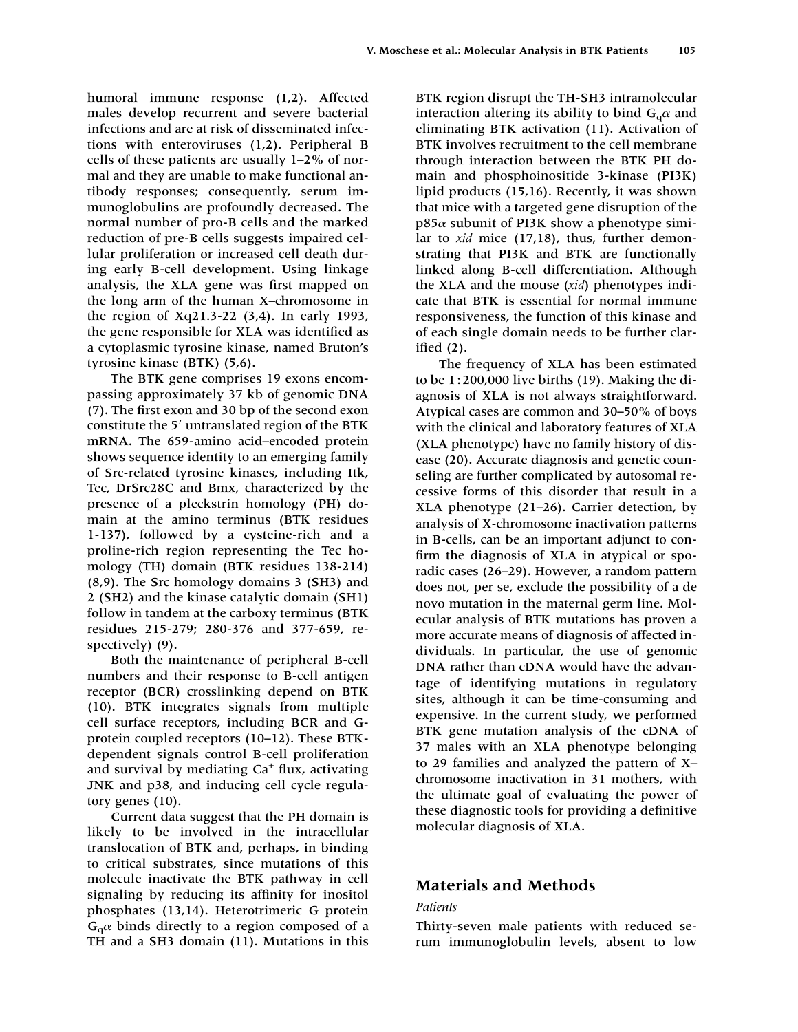humoral immune response (1,2). Affected males develop recurrent and severe bacterial infections and are at risk of disseminated infections with enteroviruses (1,2). Peripheral B cells of these patients are usually 1–2% of normal and they are unable to make functional antibody responses; consequently, serum immunoglobulins are profoundly decreased. The normal number of pro-B cells and the marked reduction of pre-B cells suggests impaired cellular proliferation or increased cell death during early B-cell development. Using linkage analysis, the XLA gene was first mapped on the long arm of the human X–chromosome in the region of Xq21.3-22 (3,4). In early 1993, the gene responsible for XLA was identified as a cytoplasmic tyrosine kinase, named Bruton's tyrosine kinase (BTK) (5,6).

The BTK gene comprises 19 exons encompassing approximately 37 kb of genomic DNA (7). The first exon and 30 bp of the second exon constitute the 5′ untranslated region of the BTK mRNA. The 659-amino acid–encoded protein shows sequence identity to an emerging family of Src-related tyrosine kinases, including Itk, Tec, DrSrc28C and Bmx, characterized by the presence of a pleckstrin homology (PH) domain at the amino terminus (BTK residues 1-137), followed by a cysteine-rich and a proline-rich region representing the Tec homology (TH) domain (BTK residues 138-214) (8,9). The Src homology domains 3 (SH3) and 2 (SH2) and the kinase catalytic domain (SH1) follow in tandem at the carboxy terminus (BTK residues 215-279; 280-376 and 377-659, respectively) (9).

Both the maintenance of peripheral B-cell numbers and their response to B-cell antigen receptor (BCR) crosslinking depend on BTK (10). BTK integrates signals from multiple cell surface receptors, including BCR and G-protein coupled receptors (10–12). These BTK-dependent signals control B-cell proliferation and survival by mediating $Ca^{+}$ flux, activating JNK and p38, and inducing cell cycle regulatory genes (10).

Current data suggest that the PH domain is likely to be involved in the intracellular translocation of BTK and, perhaps, in binding to critical substrates, since mutations of this molecule inactivate the BTK pathway in cell signaling by reducing its affinity for inositol phosphates (13,14). Heterotrimeric G protein $G_q\alpha$ binds directly to a region composed of a TH and a SH3 domain (11). Mutations in this BTK region disrupt the TH-SH3 intramolecular interaction altering its ability to bind $G_q\alpha$ and eliminating BTK activation (11). Activation of BTK involves recruitment to the cell membrane through interaction between the BTK PH domain and phosphoinositide 3-kinase (PI3K) lipid products (15,16). Recently, it was shown that mice with a targeted gene disruption of the p85$\alpha$ subunit of PI3K show a phenotype similar to *xid* mice (17,18), thus, further demonstrating that PI3K and BTK are functionally linked along B-cell differentiation. Although the XLA and the mouse (*xid*) phenotypes indicate that BTK is essential for normal immune responsiveness, the function of this kinase and of each single domain needs to be further clarified (2).

The frequency of XLA has been estimated to be 1 : 200,000 live births (19). Making the diagnosis of XLA is not always straightforward. Atypical cases are common and 30–50% of boys with the clinical and laboratory features of XLA (XLA phenotype) have no family history of disease (20). Accurate diagnosis and genetic counseling are further complicated by autosomal recessive forms of this disorder that result in a XLA phenotype (21–26). Carrier detection, by analysis of X-chromosome inactivation patterns in B-cells, can be an important adjunct to confirm the diagnosis of XLA in atypical or sporadic cases (26–29). However, a random pattern does not, per se, exclude the possibility of a de novo mutation in the maternal germ line. Molecular analysis of BTK mutations has proven a more accurate means of diagnosis of affected individuals. In particular, the use of genomic DNA rather than cDNA would have the advantage of identifying mutations in regulatory sites, although it can be time-consuming and expensive. In the current study, we performed BTK gene mutation analysis of the cDNA of 37 males with an XLA phenotype belonging to 29 families and analyzed the pattern of X–chromosome inactivation in 31 mothers, with the ultimate goal of evaluating the power of these diagnostic tools for providing a definitive molecular diagnosis of XLA.

## Materials and Methods

### *Patients*

Thirty-seven male patients with reduced serum immunoglobulin levels, absent to low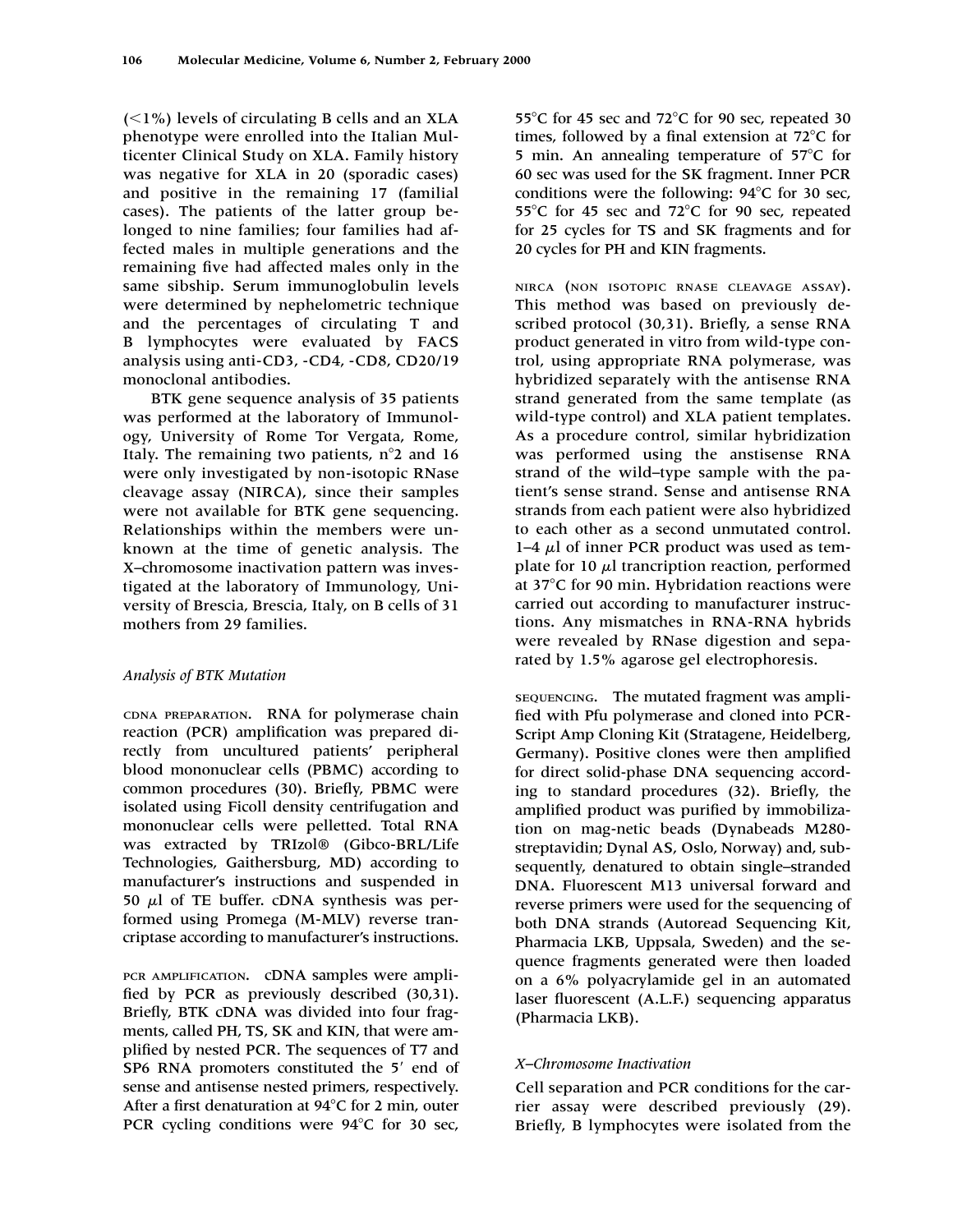(<1%) levels of circulating B cells and an XLA phenotype were enrolled into the Italian Multicenter Clinical Study on XLA. Family history was negative for XLA in 20 (sporadic cases) and positive in the remaining 17 (familial cases). The patients of the latter group belonged to nine families; four families had affected males in multiple generations and the remaining five had affected males only in the same sibship. Serum immunoglobulin levels were determined by nephelometric technique and the percentages of circulating T and B lymphocytes were evaluated by FACS analysis using anti-CD3, -CD4, -CD8, CD20/19 monoclonal antibodies.

BTK gene sequence analysis of 35 patients was performed at the laboratory of Immunology, University of Rome Tor Vergata, Rome, Italy. The remaining two patients, n°2 and 16 were only investigated by non-isotopic RNase cleavage assay (NIRCA), since their samples were not available for BTK gene sequencing. Relationships within the members were unknown at the time of genetic analysis. The X–chromosome inactivation pattern was investigated at the laboratory of Immunology, University of Brescia, Brescia, Italy, on B cells of 31 mothers from 29 families.

### *Analysis of BTK Mutation*

CDNA PREPARATION. RNA for polymerase chain reaction (PCR) amplification was prepared directly from uncultured patients' peripheral blood mononuclear cells (PBMC) according to common procedures (30). Briefly, PBMC were isolated using Ficoll density centrifugation and mononuclear cells were pelletted. Total RNA was extracted by TRIzol® (Gibco-BRL/Life Technologies, Gaithersburg, MD) according to manufacturer's instructions and suspended in 50 $\mu$l of TE buffer. cDNA synthesis was performed using Promega (M-MLV) reverse trancriptase according to manufacturer's instructions.

PCR AMPLIFICATION. cDNA samples were amplified by PCR as previously described (30,31). Briefly, BTK cDNA was divided into four fragments, called PH, TS, SK and KIN, that were amplified by nested PCR. The sequences of T7 and SP6 RNA promoters constituted the 5′ end of sense and antisense nested primers, respectively. After a first denaturation at 94°C for 2 min, outer PCR cycling conditions were 94°C for 30 sec, 55°C for 45 sec and 72°C for 90 sec, repeated 30 times, followed by a final extension at 72°C for 5 min. An annealing temperature of 57°C for 60 sec was used for the SK fragment. Inner PCR conditions were the following: 94°C for 30 sec, 55°C for 45 sec and 72°C for 90 sec, repeated for 25 cycles for TS and SK fragments and for 20 cycles for PH and KIN fragments.

NIRCA (NON ISOTOPIC RNASE CLEAVAGE ASSAY). This method was based on previously described protocol (30,31). Briefly, a sense RNA product generated in vitro from wild-type control, using appropriate RNA polymerase, was hybridized separately with the antisense RNA strand generated from the same template (as wild-type control) and XLA patient templates. As a procedure control, similar hybridization was performed using the anstisense RNA strand of the wild–type sample with the patient's sense strand. Sense and antisense RNA strands from each patient were also hybridized to each other as a second unmutated control. 1–4 $\mu$l of inner PCR product was used as template for 10 $\mu$l trancription reaction, performed at 37°C for 90 min. Hybridation reactions were carried out according to manufacturer instructions. Any mismatches in RNA-RNA hybrids were revealed by RNase digestion and separated by 1.5% agarose gel electrophoresis.

SEQUENCING. The mutated fragment was amplified with Pfu polymerase and cloned into PCR-Script Amp Cloning Kit (Stratagene, Heidelberg, Germany). Positive clones were then amplified for direct solid-phase DNA sequencing according to standard procedures (32). Briefly, the amplified product was purified by immobilization on mag-netic beads (Dynabeads M280-streptavidin; Dynal AS, Oslo, Norway) and, subsequently, denatured to obtain single–stranded DNA. Fluorescent M13 universal forward and reverse primers were used for the sequencing of both DNA strands (Autoread Sequencing Kit, Pharmacia LKB, Uppsala, Sweden) and the sequence fragments generated were then loaded on a 6% polyacrylamide gel in an automated laser fluorescent (A.L.F.) sequencing apparatus (Pharmacia LKB).

### *X–Chromosome Inactivation*

Cell separation and PCR conditions for the carrier assay were described previously (29). Briefly, B lymphocytes were isolated from the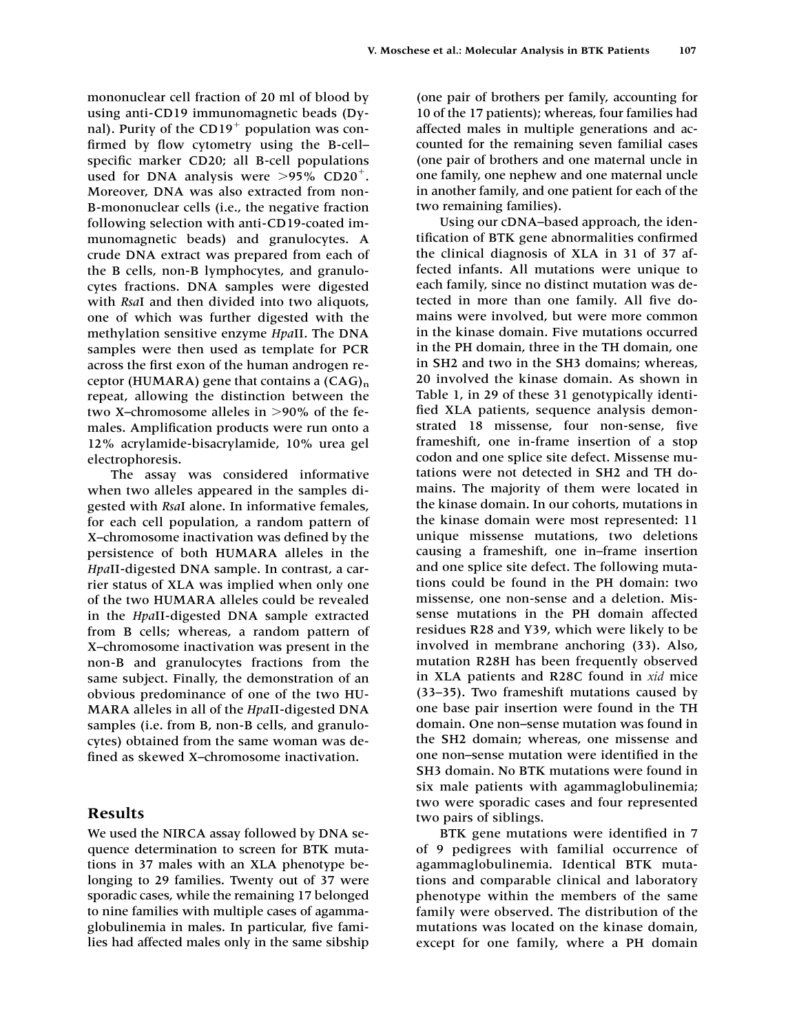mononuclear cell fraction of 20 ml of blood by using anti-CD19 immunomagnetic beads (Dynal). Purity of the $CD19^+$ population was confirmed by flow cytometry using the B-cell–specific marker CD20; all B-cell populations used for DNA analysis were >95% $CD20^+$. Moreover, DNA was also extracted from non-B-mononuclear cells (i.e., the negative fraction following selection with anti-CD19-coated immunomagnetic beads) and granulocytes. A crude DNA extract was prepared from each of the B cells, non-B lymphocytes, and granulocytes fractions. DNA samples were digested with *Rsa*I and then divided into two aliquots, one of which was further digested with the methylation sensitive enzyme *Hpa*II. The DNA samples were then used as template for PCR across the first exon of the human androgen receptor (HUMARA) gene that contains a $(CAG)_n$ repeat, allowing the distinction between the two X–chromosome alleles in >90% of the females. Amplification products were run onto a 12% acrylamide-bisacrylamide, 10% urea gel electrophoresis.

The assay was considered informative when two alleles appeared in the samples digested with *Rsa*I alone. In informative females, for each cell population, a random pattern of X–chromosome inactivation was defined by the persistence of both HUMARA alleles in the *Hpa*II-digested DNA sample. In contrast, a carrier status of XLA was implied when only one of the two HUMARA alleles could be revealed in the *Hpa*II-digested DNA sample extracted from B cells; whereas, a random pattern of X–chromosome inactivation was present in the non-B and granulocytes fractions from the same subject. Finally, the demonstration of an obvious predominance of one of the two HUMARA alleles in all of the *Hpa*II-digested DNA samples (i.e. from B, non-B cells, and granulocytes) obtained from the same woman was defined as skewed X–chromosome inactivation.

## Results

We used the NIRCA assay followed by DNA sequence determination to screen for BTK mutations in 37 males with an XLA phenotype belonging to 29 families. Twenty out of 37 were sporadic cases, while the remaining 17 belonged to nine families with multiple cases of agammaglobulinemia in males. In particular, five families had affected males only in the same sibship (one pair of brothers per family, accounting for 10 of the 17 patients); whereas, four families had affected males in multiple generations and accounted for the remaining seven familial cases (one pair of brothers and one maternal uncle in one family, one nephew and one maternal uncle in another family, and one patient for each of the two remaining families).

Using our cDNA–based approach, the identification of BTK gene abnormalities confirmed the clinical diagnosis of XLA in 31 of 37 affected infants. All mutations were unique to each family, since no distinct mutation was detected in more than one family. All five domains were involved, but were more common in the kinase domain. Five mutations occurred in the PH domain, three in the TH domain, one in SH2 and two in the SH3 domains; whereas, 20 involved the kinase domain. As shown in Table 1, in 29 of these 31 genotypically identified XLA patients, sequence analysis demonstrated 18 missense, four non-sense, five frameshift, one in-frame insertion of a stop codon and one splice site defect. Missense mutations were not detected in SH2 and TH domains. The majority of them were located in the kinase domain. In our cohorts, mutations in the kinase domain were most represented: 11 unique missense mutations, two deletions causing a frameshift, one in–frame insertion and one splice site defect. The following mutations could be found in the PH domain: two missense, one non-sense and a deletion. Missense mutations in the PH domain affected residues R28 and Y39, which were likely to be involved in membrane anchoring (33). Also, mutation R28H has been frequently observed in XLA patients and R28C found in *xid* mice (33–35). Two frameshift mutations caused by one base pair insertion were found in the TH domain. One non–sense mutation was found in the SH2 domain; whereas, one missense and one non–sense mutation were identified in the SH3 domain. No BTK mutations were found in six male patients with agammaglobulinemia; two were sporadic cases and four represented two pairs of siblings.

BTK gene mutations were identified in 7 of 9 pedigrees with familial occurrence of agammaglobulinemia. Identical BTK mutations and comparable clinical and laboratory phenotype within the members of the same family were observed. The distribution of the mutations was located on the kinase domain, except for one family, where a PH domain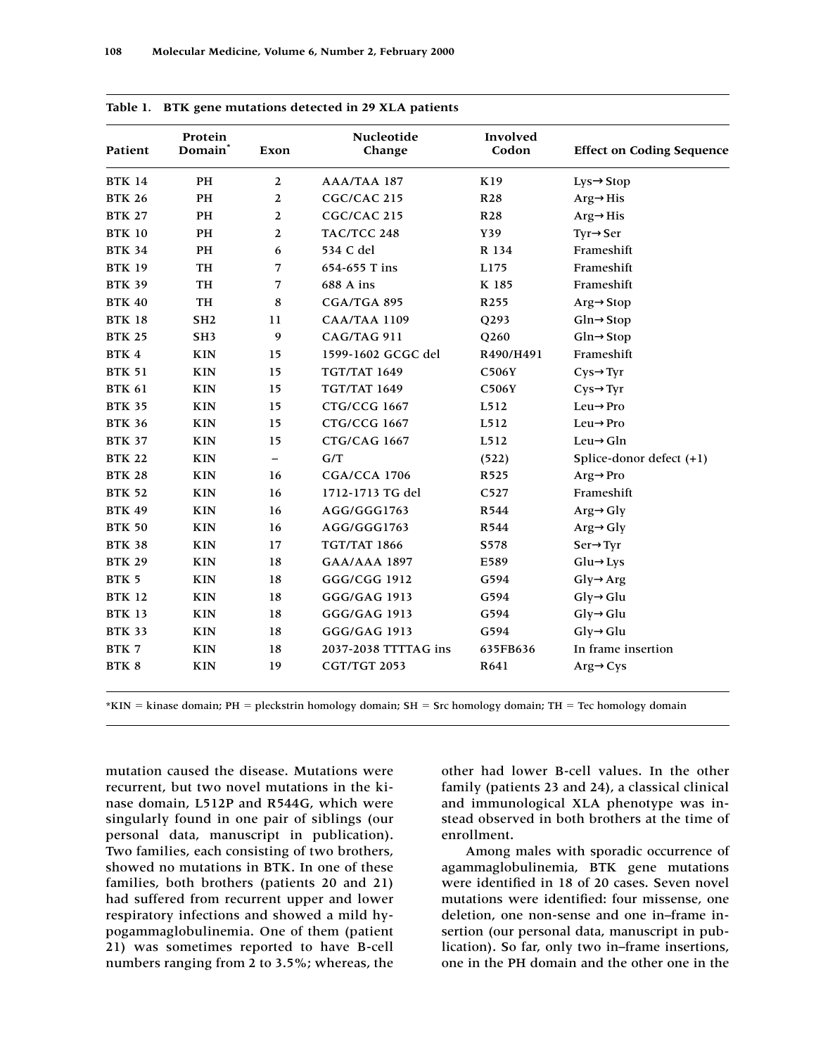**Table 1. BTK gene mutations detected in 29 XLA patients**

| Patient | Protein Domain* | Exon | Nucleotide Change | Involved Codon | Effect on Coding Sequence |
|---|---|---|---|---|---|
| BTK 14 | PH | 2 | AAA/TAA 187 | K19 | Lys→Stop |
| BTK 26 | PH | 2 | CGC/CAC 215 | R28 | Arg→His |
| BTK 27 | PH | 2 | CGC/CAC 215 | R28 | Arg→His |
| BTK 10 | PH | 2 | TAC/TCC 248 | Y39 | Tyr→Ser |
| BTK 34 | PH | 6 | 534 C del | R 134 | Frameshift |
| BTK 19 | TH | 7 | 654-655 T ins | L175 | Frameshift |
| BTK 39 | TH | 7 | 688 A ins | K 185 | Frameshift |
| BTK 40 | TH | 8 | CGA/TGA 895 | R255 | Arg→Stop |
| BTK 18 | SH2 | 11 | CAA/TAA 1109 | Q293 | Gln→Stop |
| BTK 25 | SH3 | 9 | CAG/TAG 911 | Q260 | Gln→Stop |
| BTK 4 | KIN | 15 | 1599-1602 GCGC del | R490/H491 | Frameshift |
| BTK 51 | KIN | 15 | TGT/TAT 1649 | C506Y | Cys→Tyr |
| BTK 61 | KIN | 15 | TGT/TAT 1649 | C506Y | Cys→Tyr |
| BTK 35 | KIN | 15 | CTG/CCG 1667 | L512 | Leu→Pro |
| BTK 36 | KIN | 15 | CTG/CCG 1667 | L512 | Leu→Pro |
| BTK 37 | KIN | 15 | CTG/CAG 1667 | L512 | Leu→Gln |
| BTK 22 | KIN | – | G/T | (522) | Splice-donor defect (+1) |
| BTK 28 | KIN | 16 | CGA/CCA 1706 | R525 | Arg→Pro |
| BTK 52 | KIN | 16 | 1712-1713 TG del | C527 | Frameshift |
| BTK 49 | KIN | 16 | AGG/GGG1763 | R544 | Arg→Gly |
| BTK 50 | KIN | 16 | AGG/GGG1763 | R544 | Arg→Gly |
| BTK 38 | KIN | 17 | TGT/TAT 1866 | S578 | Ser→Tyr |
| BTK 29 | KIN | 18 | GAA/AAA 1897 | E589 | Glu→Lys |
| BTK 5 | KIN | 18 | GGG/CGG 1912 | G594 | Gly→Arg |
| BTK 12 | KIN | 18 | GGG/GAG 1913 | G594 | Gly→Glu |
| BTK 13 | KIN | 18 | GGG/GAG 1913 | G594 | Gly→Glu |
| BTK 33 | KIN | 18 | GGG/GAG 1913 | G594 | Gly→Glu |
| BTK 7 | KIN | 18 | 2037-2038 TTTTAG ins | 635FB636 | In frame insertion |
| BTK 8 | KIN | 19 | CGT/TGT 2053 | R641 | Arg→Cys |

*KIN = kinase domain; PH = pleckstrin homology domain; SH = Src homology domain; TH = Tec homology domain

mutation caused the disease. Mutations were recurrent, but two novel mutations in the kinase domain, L512P and R544G, which were singularly found in one pair of siblings (our personal data, manuscript in publication). Two families, each consisting of two brothers, showed no mutations in BTK. In one of these families, both brothers (patients 20 and 21) had suffered from recurrent upper and lower respiratory infections and showed a mild hypogammaglobulinemia. One of them (patient 21) was sometimes reported to have B-cell numbers ranging from 2 to 3.5%; whereas, the other had lower B-cell values. In the other family (patients 23 and 24), a classical clinical and immunological XLA phenotype was instead observed in both brothers at the time of enrollment.

Among males with sporadic occurrence of agammaglobulinemia, BTK gene mutations were identified in 18 of 20 cases. Seven novel mutations were identified: four missense, one deletion, one non-sense and one in–frame insertion (our personal data, manuscript in publication). So far, only two in–frame insertions, one in the PH domain and the other one in the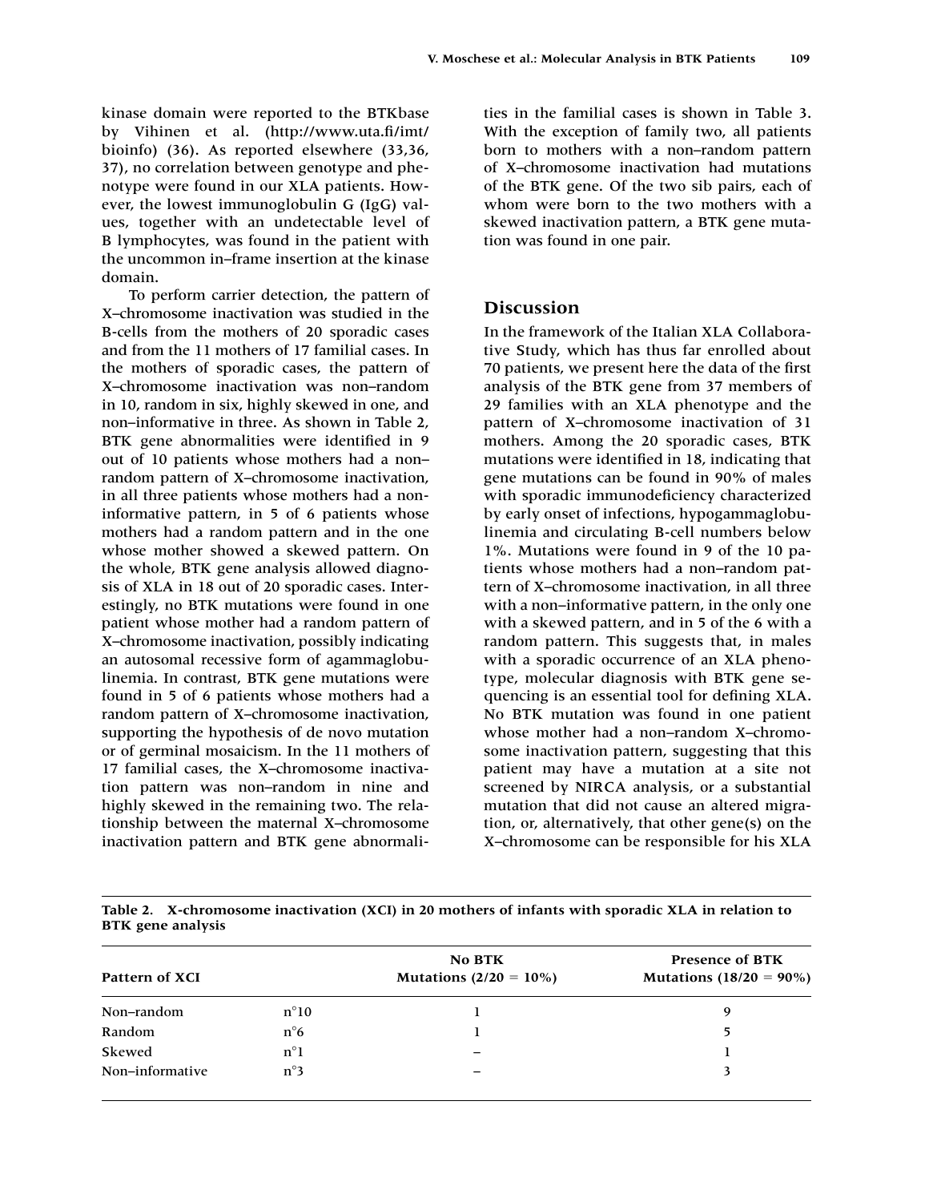kinase domain were reported to the BTKbase by Vihinen et al. (http://www.uta.fi/imt/bioinfo) (36). As reported elsewhere (33,36, 37), no correlation between genotype and phenotype were found in our XLA patients. However, the lowest immunoglobulin G (IgG) values, together with an undetectable level of B lymphocytes, was found in the patient with the uncommon in–frame insertion at the kinase domain.

To perform carrier detection, the pattern of X–chromosome inactivation was studied in the B-cells from the mothers of 20 sporadic cases and from the 11 mothers of 17 familial cases. In the mothers of sporadic cases, the pattern of X–chromosome inactivation was non–random in 10, random in six, highly skewed in one, and non–informative in three. As shown in Table 2, BTK gene abnormalities were identified in 9 out of 10 patients whose mothers had a non–random pattern of X–chromosome inactivation, in all three patients whose mothers had a non-informative pattern, in 5 of 6 patients whose mothers had a random pattern and in the one whose mother showed a skewed pattern. On the whole, BTK gene analysis allowed diagnosis of XLA in 18 out of 20 sporadic cases. Interestingly, no BTK mutations were found in one patient whose mother had a random pattern of X–chromosome inactivation, possibly indicating an autosomal recessive form of agammaglobulinemia. In contrast, BTK gene mutations were found in 5 of 6 patients whose mothers had a random pattern of X–chromosome inactivation, supporting the hypothesis of de novo mutation or of germinal mosaicism. In the 11 mothers of 17 familial cases, the X–chromosome inactivation pattern was non–random in nine and highly skewed in the remaining two. The relationship between the maternal X–chromosome inactivation pattern and BTK gene abnormalities in the familial cases is shown in Table 3. With the exception of family two, all patients born to mothers with a non–random pattern of X–chromosome inactivation had mutations of the BTK gene. Of the two sib pairs, each of whom were born to the two mothers with a skewed inactivation pattern, a BTK gene mutation was found in one pair.

## Discussion

In the framework of the Italian XLA Collaborative Study, which has thus far enrolled about 70 patients, we present here the data of the first analysis of the BTK gene from 37 members of 29 families with an XLA phenotype and the pattern of X–chromosome inactivation of 31 mothers. Among the 20 sporadic cases, BTK mutations were identified in 18, indicating that gene mutations can be found in 90% of males with sporadic immunodeficiency characterized by early onset of infections, hypogammaglobulinemia and circulating B-cell numbers below 1%. Mutations were found in 9 of the 10 patients whose mothers had a non–random pattern of X–chromosome inactivation, in all three with a non–informative pattern, in the only one with a skewed pattern, and in 5 of the 6 with a random pattern. This suggests that, in males with a sporadic occurrence of an XLA phenotype, molecular diagnosis with BTK gene sequencing is an essential tool for defining XLA. No BTK mutation was found in one patient whose mother had a non–random X–chromosome inactivation pattern, suggesting that this patient may have a mutation at a site not screened by NIRCA analysis, or a substantial mutation that did not cause an altered migration, or, alternatively, that other gene(s) on the X–chromosome can be responsible for his XLA

**Table 2. X-chromosome inactivation (XCI) in 20 mothers of infants with sporadic XLA in relation to BTK gene analysis**

| Pattern of XCI | | No BTK Mutations (2/20 = 10%) | Presence of BTK Mutations (18/20 = 90%) |
|---|---|---|---|
| Non–random | n°10 | 1 | 9 |
| Random | n°6 | 1 | 5 |
| Skewed | n°1 | – | 1 |
| Non–informative | n°3 | – | 3 |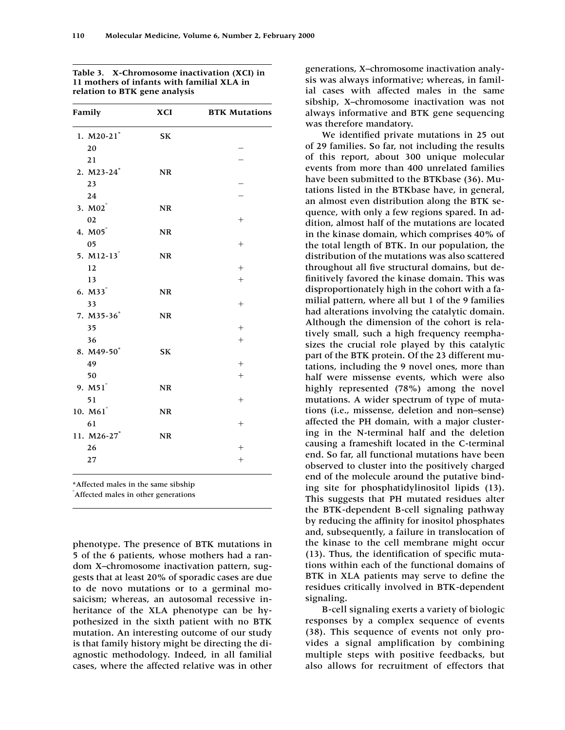**Table 3. X-Chromosome inactivation (XCI) in 11 mothers of infants with familial XLA in relation to BTK gene analysis**

| Family | XCI | BTK Mutations |
|---|---|---|
| 1. M20-21* | SK | |
| 20 | | − |
| 21 | | − |
| 2. M23-24* | NR | |
| 23 | | − |
| 24 | | − |
| 3. M02° | NR | |
| 02 | | + |
| 4. M05° | NR | |
| 05 | | + |
| 5. M12-13° | NR | |
| 12 | | + |
| 13 | | + |
| 6. M33° | NR | |
| 33 | | + |
| 7. M35-36* | NR | |
| 35 | | + |
| 36 | | + |
| 8. M49-50* | SK | |
| 49 | | + |
| 50 | | + |
| 9. M51° | NR | |
| 51 | | + |
| 10. M61° | NR | |
| 61 | | + |
| 11. M26-27* | NR | |
| 26 | | + |
| 27 | | + |

*Affected males in the same sibship
°Affected males in other generations

phenotype. The presence of BTK mutations in 5 of the 6 patients, whose mothers had a random X–chromosome inactivation pattern, suggests that at least 20% of sporadic cases are due to de novo mutations or to a germinal mosaicism; whereas, an autosomal recessive inheritance of the XLA phenotype can be hypothesized in the sixth patient with no BTK mutation. An interesting outcome of our study is that family history might be directing the diagnostic methodology. Indeed, in all familial cases, where the affected relative was in other generations, X–chromosome inactivation analysis was always informative; whereas, in familial cases with affected males in the same sibship, X–chromosome inactivation was not always informative and BTK gene sequencing was therefore mandatory.

We identified private mutations in 25 out of 29 families. So far, not including the results of this report, about 300 unique molecular events from more than 400 unrelated families have been submitted to the BTKbase (36). Mutations listed in the BTKbase have, in general, an almost even distribution along the BTK sequence, with only a few regions spared. In addition, almost half of the mutations are located in the kinase domain, which comprises 40% of the total length of BTK. In our population, the distribution of the mutations was also scattered throughout all five structural domains, but definitively favored the kinase domain. This was disproportionately high in the cohort with a familial pattern, where all but 1 of the 9 families had alterations involving the catalytic domain. Although the dimension of the cohort is relatively small, such a high frequency reemphasizes the crucial role played by this catalytic part of the BTK protein. Of the 23 different mutations, including the 9 novel ones, more than half were missense events, which were also highly represented (78%) among the novel mutations. A wider spectrum of type of mutations (i.e., missense, deletion and non–sense) affected the PH domain, with a major clustering in the N-terminal half and the deletion causing a frameshift located in the C-terminal end. So far, all functional mutations have been observed to cluster into the positively charged end of the molecule around the putative binding site for phosphatidylinositol lipids (13). This suggests that PH mutated residues alter the BTK-dependent B-cell signaling pathway by reducing the affinity for inositol phosphates and, subsequently, a failure in translocation of the kinase to the cell membrane might occur (13). Thus, the identification of specific mutations within each of the functional domains of BTK in XLA patients may serve to define the residues critically involved in BTK-dependent signaling.

B-cell signaling exerts a variety of biologic responses by a complex sequence of events (38). This sequence of events not only provides a signal amplification by combining multiple steps with positive feedbacks, but also allows for recruitment of effectors that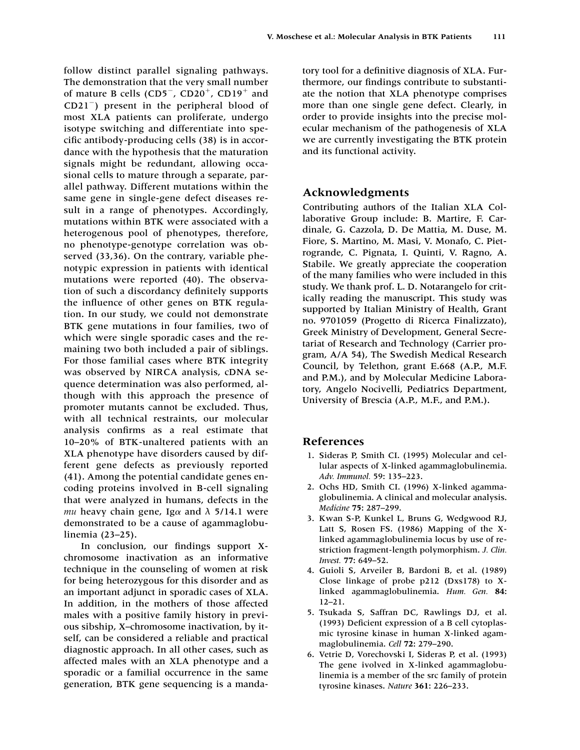follow distinct parallel signaling pathways. The demonstration that the very small number of mature B cells ($CD5^-$, $CD20^+$, $CD19^+$ and $CD21^-$) present in the peripheral blood of most XLA patients can proliferate, undergo isotype switching and differentiate into specific antibody-producing cells (38) is in accordance with the hypothesis that the maturation signals might be redundant, allowing occasional cells to mature through a separate, parallel pathway. Different mutations within the same gene in single-gene defect diseases result in a range of phenotypes. Accordingly, mutations within BTK were associated with a heterogenous pool of phenotypes, therefore, no phenotype-genotype correlation was observed (33,36). On the contrary, variable phenotypic expression in patients with identical mutations were reported (40). The observation of such a discordancy definitely supports the influence of other genes on BTK regulation. In our study, we could not demonstrate BTK gene mutations in four families, two of which were single sporadic cases and the remaining two both included a pair of siblings. For those familial cases where BTK integrity was observed by NIRCA analysis, cDNA sequence determination was also performed, although with this approach the presence of promoter mutants cannot be excluded. Thus, with all technical restraints, our molecular analysis confirms as a real estimate that 10–20% of BTK-unaltered patients with an XLA phenotype have disorders caused by different gene defects as previously reported (41). Among the potential candidate genes encoding proteins involved in B-cell signaling that were analyzed in humans, defects in the *mu* heavy chain gene, Ig$\alpha$ and $\lambda$ 5/14.1 were demonstrated to be a cause of agammaglobulinemia (23–25).

In conclusion, our findings support X-chromosome inactivation as an informative technique in the counseling of women at risk for being heterozygous for this disorder and as an important adjunct in sporadic cases of XLA. In addition, in the mothers of those affected males with a positive family history in previous sibship, X–chromosome inactivation, by itself, can be considered a reliable and practical diagnostic approach. In all other cases, such as affected males with an XLA phenotype and a sporadic or a familial occurrence in the same generation, BTK gene sequencing is a mandatory tool for a definitive diagnosis of XLA. Furthermore, our findings contribute to substantiate the notion that XLA phenotype comprises more than one single gene defect. Clearly, in order to provide insights into the precise molecular mechanism of the pathogenesis of XLA we are currently investigating the BTK protein and its functional activity.

## Acknowledgments

Contributing authors of the Italian XLA Collaborative Group include: B. Martire, F. Cardinale, G. Cazzola, D. De Mattia, M. Duse, M. Fiore, S. Martino, M. Masi, V. Monafo, C. Pietrogrande, C. Pignata, I. Quinti, V. Ragno, A. Stabile. We greatly appreciate the cooperation of the many families who were included in this study. We thank prof. L. D. Notarangelo for critically reading the manuscript. This study was supported by Italian Ministry of Health, Grant no. 9701059 (Progetto di Ricerca Finalizzato), Greek Ministry of Development, General Secretariat of Research and Technology (Carrier program, A/A 54), The Swedish Medical Research Council, by Telethon, grant E.668 (A.P., M.F. and P.M.), and by Molecular Medicine Laboratory, Angelo Nocivelli, Pediatrics Department, University of Brescia (A.P., M.F., and P.M.).

## References

1. Sideras P, Smith CI. (1995) Molecular and cellular aspects of X-linked agammaglobulinemia. *Adv. Immunol.* 59: 135–223.
2. Ochs HD, Smith CI. (1996) X-linked agammaglobulinemia. A clinical and molecular analysis. *Medicine* **75**: 287–299.
3. Kwan S-P, Kunkel L, Bruns G, Wedgwood RJ, Latt S, Rosen FS. (1986) Mapping of the X-linked agammaglobulinemia locus by use of restriction fragment-length polymorphism. *J. Clin. Invest.* **77**: 649–52.
4. Guioli S, Arveiler B, Bardoni B, et al. (1989) Close linkage of probe p212 (Dxs178) to X-linked agammaglobulinemia. *Hum. Gen.* **84**: 12–21.
5. Tsukada S, Saffran DC, Rawlings DJ, et al. (1993) Deficient expression of a B cell cytoplasmic tyrosine kinase in human X-linked agammaglobulinemia. *Cell* **72**: 279–290.
6. Vetrie D, Vorechovski I, Sideras P, et al. (1993) The gene ivolved in X-linked agammaglobulinemia is a member of the src family of protein tyrosine kinases. *Nature* **361**: 226–233.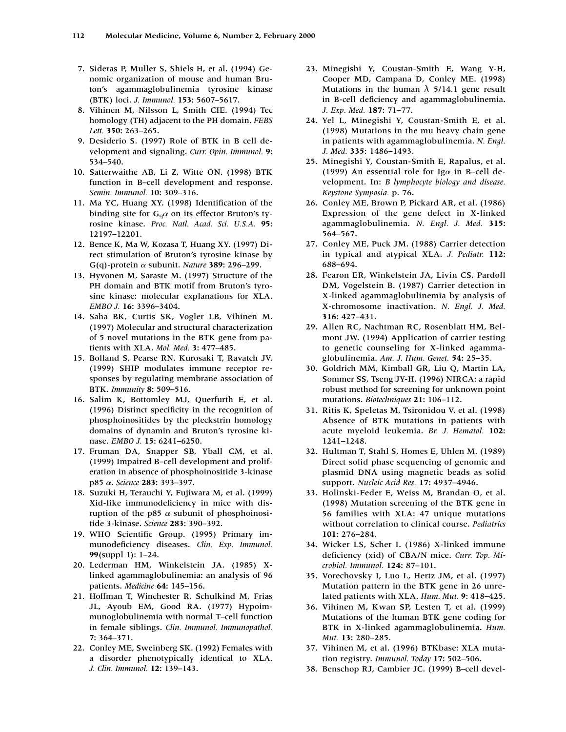7. Sideras P, Muller S, Shiels H, et al. (1994) Genomic organization of mouse and human Bruton's agammaglobulinemia tyrosine kinase (BTK) loci. *J. Immunol.* **153:** 5607–5617.
8. Vihinen M, Nilsson L, Smith CIE. (1994) Tec homology (TH) adjacent to the PH domain. *FEBS Lett.* **350:** 263–265.
9. Desiderio S. (1997) Role of BTK in B cell development and signaling. *Curr. Opin. Immunol.* **9:** 534–540.
10. Satterwaithe AB, Li Z, Witte ON. (1998) BTK function in B-cell development and response. *Semin. Immunol.* **10:** 309–316.
11. Ma YC, Huang XY. (1998) Identification of the binding site for $G_q\alpha$ on its effector Bruton's tyrosine kinase. *Proc. Natl. Acad. Sci. U.S.A.* **95:** 12197–12201.
12. Bence K, Ma W, Kozasa T, Huang XY. (1997) Direct stimulation of Bruton's tyrosine kinase by G(q)-protein $\alpha$ subunit. *Nature* **389**: 296–299.
13. Hyvonen M, Saraste M. (1997) Structure of the PH domain and BTK motif from Bruton's tyrosine kinase: molecular explanations for XLA. *EMBO J.* **16:** 3396–3404.
14. Saha BK, Curtis SK, Vogler LB, Vihinen M. (1997) Molecular and structural characterization of 5 novel mutations in the BTK gene from patients with XLA. *Mol. Med.* **3:** 477–485.
15. Bolland S, Pearse RN, Kurosaki T, Ravatch JV. (1999) SHIP modulates immune receptor responses by regulating membrane association of BTK. *Immunity* **8:** 509–516.
16. Salim K, Bottomley MJ, Querfurth E, et al. (1996) Distinct specificity in the recognition of phosphoinositides by the pleckstrin homology domains of dynamin and Bruton's tyrosine kinase. *EMBO J.* **15:** 6241–6250.
17. Fruman DA, Snapper SB, Yball CM, et al. (1999) Impaired B-cell development and proliferation in absence of phosphoinositide 3-kinase p85 $\alpha$. *Science* **283:** 393–397.
18. Suzuki H, Terauchi Y, Fujiwara M, et al. (1999) Xid-like immunodeficiency in mice with disruption of the p85 $\alpha$ subunit of phosphoinositide 3-kinase. *Science* **283:** 390–392.
19. WHO Scientific Group. (1995) Primary immunodeficiency diseases. *Clin. Exp. Immunol.* **99**(suppl 1): 1–24.
20. Lederman HM, Winkelstein JA. (1985) X-linked agammaglobulinemia: an analysis of 96 patients. *Medicine* **64:** 145–156.
21. Hoffman T, Winchester R, Schulkind M, Frias JL, Ayoub EM, Good RA. (1977) Hypoimmunoglobulinemia with normal T-cell function in female siblings. *Clin. Immunol. Immunopathol.* **7:** 364–371.
22. Conley ME, Sweinberg SK. (1992) Females with a disorder phenotypically identical to XLA. *J. Clin. Immunol.* **12:** 139–143.
23. Minegishi Y, Coustan-Smith E, Wang Y-H, Cooper MD, Campana D, Conley ME. (1998) Mutations in the human $\lambda$ 5/14.1 gene result in B-cell deficiency and agammaglobulinemia. *J. Exp. Med.* **187:** 71–77.
24. Yel L, Minegishi Y, Coustan-Smith E, et al. (1998) Mutations in the mu heavy chain gene in patients with agammaglobulinemia. *N. Engl. J. Med.* **335:** 1486–1493.
25. Minegishi Y, Coustan-Smith E, Rapalus, et al. (1999) An essential role for Ig$\alpha$ in B-cell development. In: *B lymphocyte biology and disease. Keystone Symposia.* p. 76.
26. Conley ME, Brown P, Pickard AR, et al. (1986) Expression of the gene defect in X-linked agammaglobulinemia. *N. Engl. J. Med.* **315:** 564–567.
27. Conley ME, Puck JM. (1988) Carrier detection in typical and atypical XLA. *J. Pediatr.* **112:** 688–694.
28. Fearon ER, Winkelstein JA, Livin CS, Pardoll DM, Vogelstein B. (1987) Carrier detection in X-linked agammaglobulinemia by analysis of X-chromosome inactivation. *N. Engl. J. Med.* **316:** 427–431.
29. Allen RC, Nachtman RC, Rosenblatt HM, Belmont JW. (1994) Application of carrier testing to genetic counseling for X-linked agammaglobulinemia. *Am. J. Hum. Genet.* **54:** 25–35.
30. Goldrich MM, Kimball GR, Liu Q, Martin LA, Sommer SS, Tseng JY-H. (1996) NIRCA: a rapid robust method for screening for unknown point mutations. *Biotechniques* **21:** 106–112.
31. Ritis K, Speletas M, Tsironidou V, et al. (1998) Absence of BTK mutations in patients with acute myeloid leukemia. *Br. J. Hematol.* **102:** 1241–1248.
32. Hultman T, Stahl S, Homes E, Uhlen M. (1989) Direct solid phase sequencing of genomic and plasmid DNA using magnetic beads as solid support. *Nucleic Acid Res.* **17:** 4937–4946.
33. Holinski-Feder E, Weiss M, Brandan O, et al. (1998) Mutation screening of the BTK gene in 56 families with XLA: 47 unique mutations without correlation to clinical course. *Pediatrics* **101:** 276–284.
34. Wicker LS, Scher I. (1986) X-linked immune deficiency (xid) of CBA/N mice. *Curr. Top. Microbiol. Immunol.* **124:** 87–101.
35. Vorechovsky I, Luo L, Hertz JM, et al. (1997) Mutation pattern in the BTK gene in 26 unrelated patients with XLA. *Hum. Mut.* **9:** 418–425.
36. Vihinen M, Kwan SP, Lesten T, et al. (1999) Mutations of the human BTK gene coding for BTK in X-linked agammaglobulinemia. *Hum. Mut.* **13:** 280–285.
37. Vihinen M, et al. (1996) BTKbase: XLA mutation registry. *Immunol. Today* **17:** 502–506.
38. Benschop RJ, Cambier JC. (1999) B-cell devel-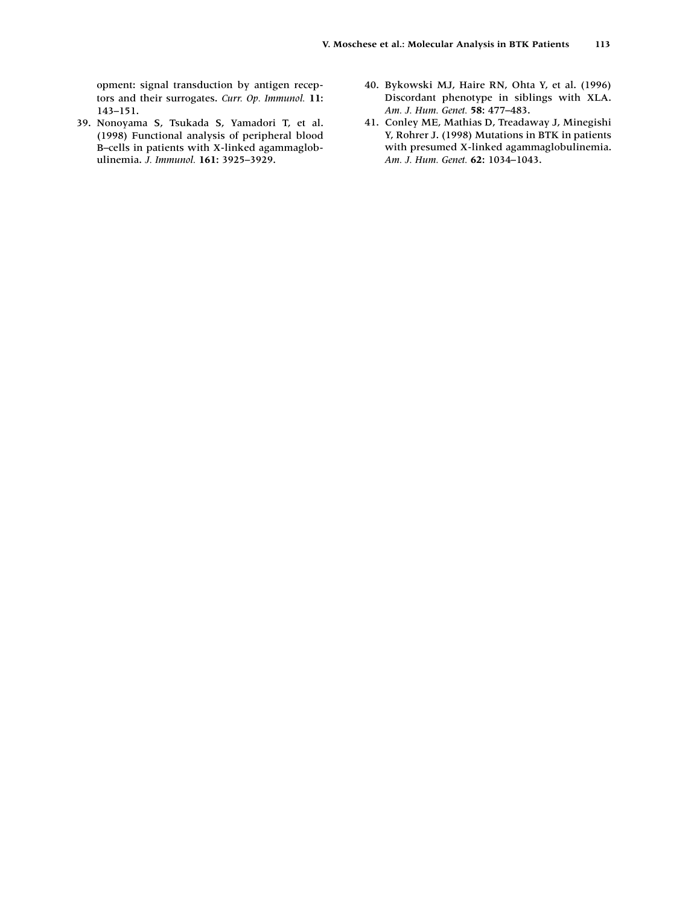opment: signal transduction by antigen receptors and their surrogates. *Curr. Op. Immunol.* **11:** 143–151.

39. Nonoyama S, Tsukada S, Yamadori T, et al. (1998) Functional analysis of peripheral blood B–cells in patients with X-linked agammaglobulinemia. *J. Immunol.* **161:** 3925–3929.
40. Bykowski MJ, Haire RN, Ohta Y, et al. (1996) Discordant phenotype in siblings with XLA. *Am. J. Hum. Genet.* **58:** 477–483.
41. Conley ME, Mathias D, Treadaway J, Minegishi Y, Rohrer J. (1998) Mutations in BTK in patients with presumed X-linked agammaglobulinemia. *Am. J. Hum. Genet.* **62:** 1034–1043.